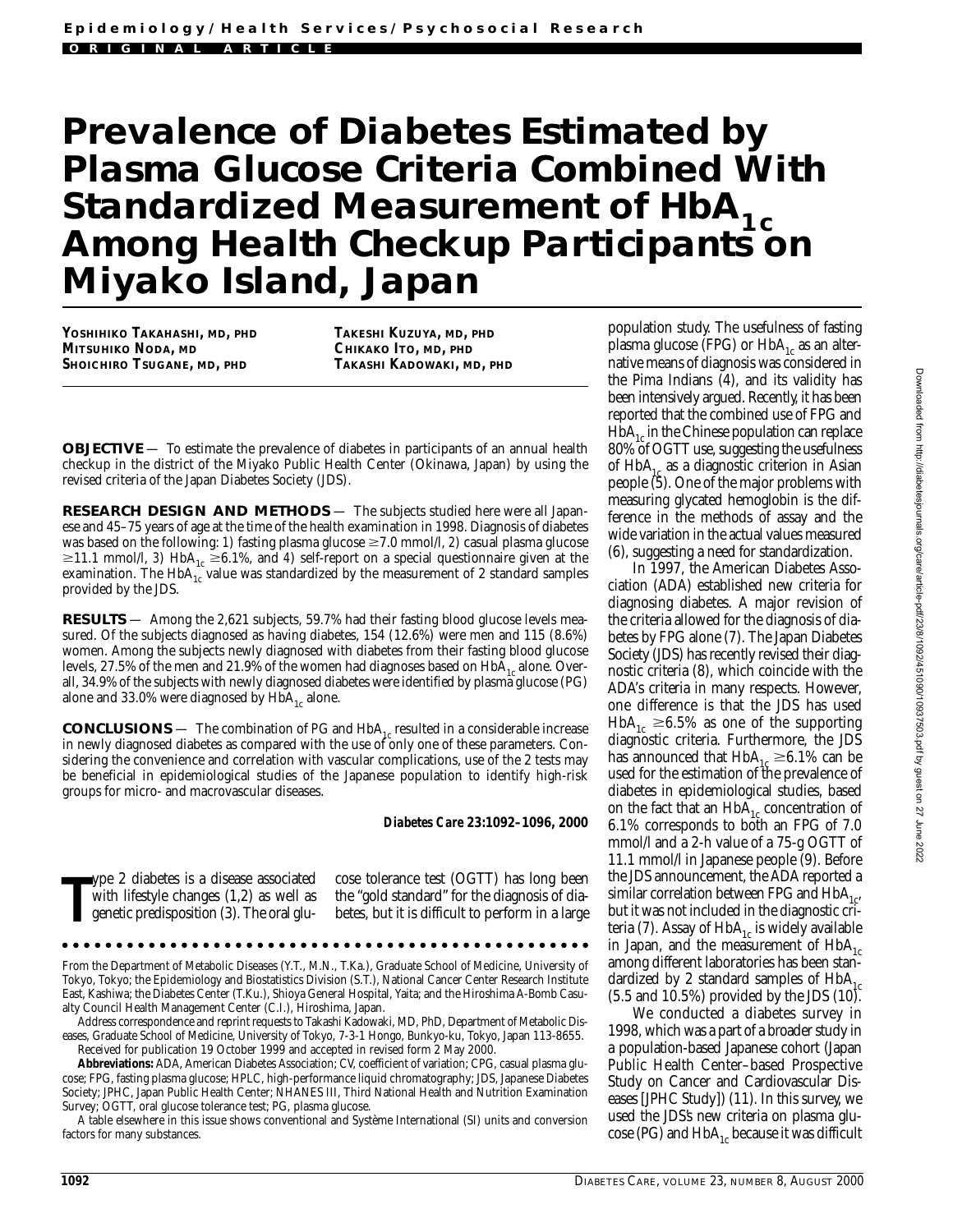Epidemiology/Health Services/Psychosocial Research

ORIGINAL ARTICLE

# Prevalence of Diabetes Estimated by Plasma Glucose Criteria Combined With Standardized Measurement of $HbA_{1c}$ Among Health Checkup Participants on Miyako Island, Japan

**YOSHIHIKO TAKAHASHI, MD, PHD**
**MITSUHIKO NODA, MD**
**SHOICHIRO TSUGANE, MD, PHD**
**TAKESHI KUZUYA, MD, PHD**
**CHIKAKO ITO, MD, PHD**
**TAKASHI KADOWAKI, MD, PHD**

**OBJECTIVE** — To estimate the prevalence of diabetes in participants of an annual health checkup in the district of the Miyako Public Health Center (Okinawa, Japan) by using the revised criteria of the Japan Diabetes Society (JDS).

**RESEARCH DESIGN AND METHODS** — The subjects studied here were all Japanese and 45–75 years of age at the time of the health examination in 1998. Diagnosis of diabetes was based on the following: 1) fasting plasma glucose ≥7.0 mmol/l, 2) casual plasma glucose ≥11.1 mmol/l, 3) $HbA_{1c}$ ≥6.1%, and 4) self-report on a special questionnaire given at the examination. The $HbA_{1c}$ value was standardized by the measurement of 2 standard samples provided by the JDS.

**RESULTS** — Among the 2,621 subjects, 59.7% had their fasting blood glucose levels measured. Of the subjects diagnosed as having diabetes, 154 (12.6%) were men and 115 (8.6%) women. Among the subjects newly diagnosed with diabetes from their fasting blood glucose levels, 27.5% of the men and 21.9% of the women had diagnoses based on $HbA_{1c}$ alone. Overall, 34.9% of the subjects with newly diagnosed diabetes were identified by plasma glucose (PG) alone and 33.0% were diagnosed by $HbA_{1c}$ alone.

**CONCLUSIONS** — The combination of PG and $HbA_{1c}$ resulted in a considerable increase in newly diagnosed diabetes as compared with the use of only one of these parameters. Considering the convenience and correlation with vascular complications, use of the 2 tests may be beneficial in epidemiological studies of the Japanese population to identify high-risk groups for micro- and macrovascular diseases.

*Diabetes Care* 23:1092–1096, 2000

Type 2 diabetes is a disease associated with lifestyle changes (1,2) as well as genetic predisposition (3). The oral glucose tolerance test (OGTT) has long been the "gold standard" for the diagnosis of diabetes, but it is difficult to perform in a large population study. The usefulness of fasting plasma glucose (FPG) or $HbA_{1c}$ as an alternative means of diagnosis was considered in the Pima Indians (4), and its validity has been intensively argued. Recently, it has been reported that the combined use of FPG and $HbA_{1c}$ in the Chinese population can replace 80% of OGTT use, suggesting the usefulness of $HbA_{1c}$ as a diagnostic criterion in Asian people (5). One of the major problems with measuring glycated hemoglobin is the difference in the methods of assay and the wide variation in the actual values measured (6), suggesting a need for standardization.

In 1997, the American Diabetes Association (ADA) established new criteria for diagnosing diabetes. A major revision of the criteria allowed for the diagnosis of diabetes by FPG alone (7). The Japan Diabetes Society (JDS) has recently revised their diagnostic criteria (8), which coincide with the ADA's criteria in many respects. However, one difference is that the JDS has used $HbA_{1c}$ ≥6.5% as one of the supporting diagnostic criteria. Furthermore, the JDS has announced that $HbA_{1c}$ ≥6.1% can be used for the estimation of the prevalence of diabetes in epidemiological studies, based on the fact that an $HbA_{1c}$ concentration of 6.1% corresponds to both an FPG of 7.0 mmol/l and a 2-h value of a 75-g OGTT of 11.1 mmol/l in Japanese people (9). Before the JDS announcement, the ADA reported a similar correlation between FPG and $HbA_{1c}$, but it was not included in the diagnostic criteria (7). Assay of $HbA_{1c}$ is widely available in Japan, and the measurement of $HbA_{1c}$ among different laboratories has been standardized by 2 standard samples of $HbA_{1c}$ (5.5 and 10.5%) provided by the JDS (10).

We conducted a diabetes survey in 1998, which was a part of a broader study in a population-based Japanese cohort (Japan Public Health Center–based Prospective Study on Cancer and Cardiovascular Diseases [JPHC Study]) (11). In this survey, we used the JDS's new criteria on plasma glucose (PG) and $HbA_{1c}$ because it was difficult

From the Department of Metabolic Diseases (Y.T., M.N., T.Ka.), Graduate School of Medicine, University of Tokyo, Tokyo; the Epidemiology and Biostatistics Division (S.T.), National Cancer Center Research Institute East, Kashiwa; the Diabetes Center (T.Ku.), Shioya General Hospital, Yaita; and the Hiroshima A-Bomb Casualty Council Health Management Center (C.I.), Hiroshima, Japan.

Address correspondence and reprint requests to Takashi Kadowaki, MD, PhD, Department of Metabolic Diseases, Graduate School of Medicine, University of Tokyo, 7-3-1 Hongo, Bunkyo-ku, Tokyo, Japan 113-8655.

Received for publication 19 October 1999 and accepted in revised form 2 May 2000.

**Abbreviations:** ADA, American Diabetes Association; CV, coefficient of variation; CPG, casual plasma glucose; FPG, fasting plasma glucose; HPLC, high-performance liquid chromatography; JDS, Japanese Diabetes Society; JPHC, Japan Public Health Center; NHANES III, Third National Health and Nutrition Examination Survey; OGTT, oral glucose tolerance test; PG, plasma glucose.

A table elsewhere in this issue shows conventional and Système International (SI) units and conversion factors for many substances.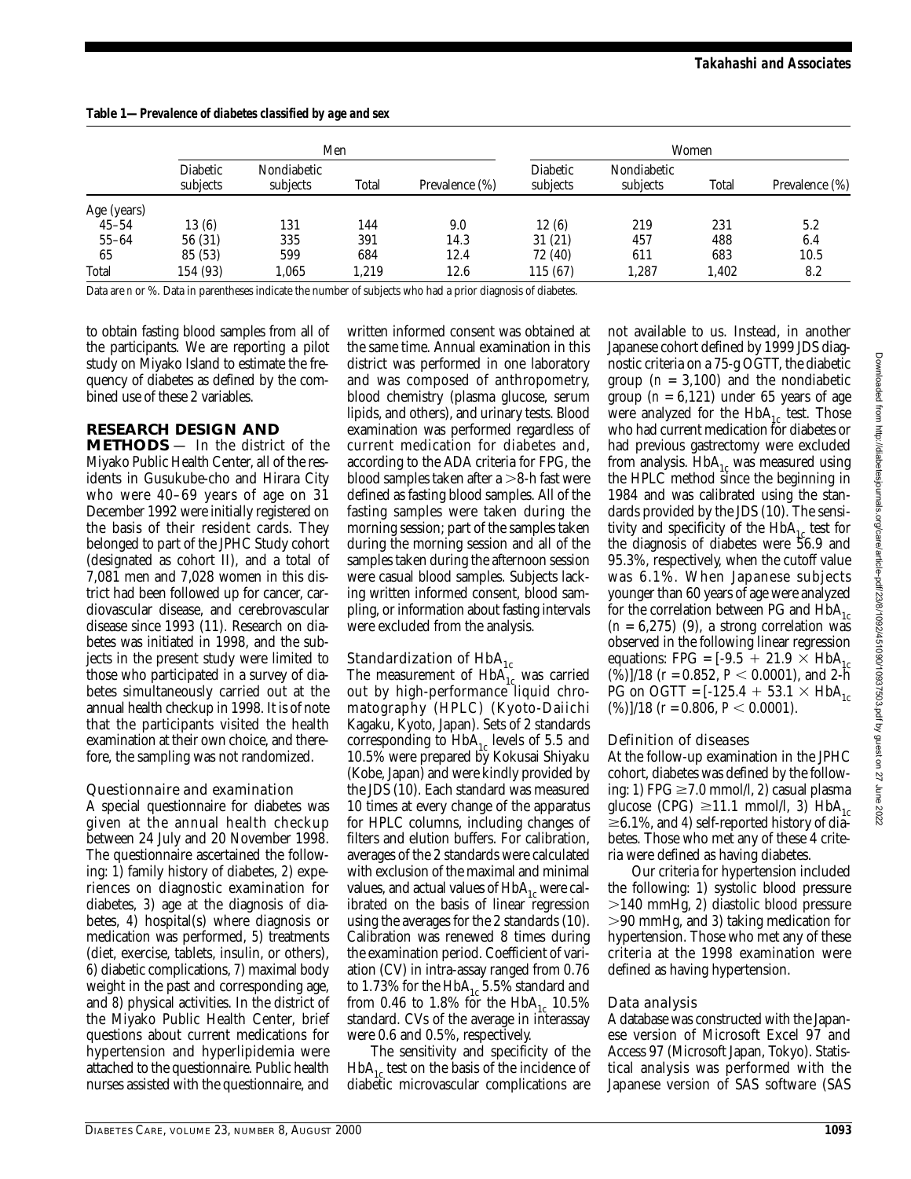**Table 1—Prevalence of diabetes classified by age and sex**

| | Men | | | | Women | | | |
|---|---|---|---|---|---|---|---|---|
| | Diabetic subjects | Nondiabetic subjects | Total | Prevalence (%) | Diabetic subjects | Nondiabetic subjects | Total | Prevalence (%) |
| Age (years) | | | | | | | | |
| 45–54 | 13 (6) | 131 | 144 | 9.0 | 12 (6) | 219 | 231 | 5.2 |
| 55–64 | 56 (31) | 335 | 391 | 14.3 | 31 (21) | 457 | 488 | 6.4 |
| 65 | 85 (53) | 599 | 684 | 12.4 | 72 (40) | 611 | 683 | 10.5 |
| Total | 154 (93) | 1,065 | 1,219 | 12.6 | 115 (67) | 1,287 | 1,402 | 8.2 |

Data are *n* or %. Data in parentheses indicate the number of subjects who had a prior diagnosis of diabetes.

to obtain fasting blood samples from all of the participants. We are reporting a pilot study on Miyako Island to estimate the frequency of diabetes as defined by the combined use of these 2 variables.

## RESEARCH DESIGN AND METHODS

— In the district of the Miyako Public Health Center, all of the residents in Gusukube-cho and Hirara City who were 40–69 years of age on 31 December 1992 were initially registered on the basis of their resident cards. They belonged to part of the JPHC Study cohort (designated as cohort II), and a total of 7,081 men and 7,028 women in this district had been followed up for cancer, cardiovascular disease, and cerebrovascular disease since 1993 (11). Research on diabetes was initiated in 1998, and the subjects in the present study were limited to those who participated in a survey of diabetes simultaneously carried out at the annual health checkup in 1998. It is of note that the participants visited the health examination at their own choice, and therefore, the sampling was not randomized.

### Questionnaire and examination

A special questionnaire for diabetes was given at the annual health checkup between 24 July and 20 November 1998. The questionnaire ascertained the following: 1) family history of diabetes, 2) experiences on diagnostic examination for diabetes, 3) age at the diagnosis of diabetes, 4) hospital(s) where diagnosis or medication was performed, 5) treatments (diet, exercise, tablets, insulin, or others), 6) diabetic complications, 7) maximal body weight in the past and corresponding age, and 8) physical activities. In the district of the Miyako Public Health Center, brief questions about current medications for hypertension and hyperlipidemia were attached to the questionnaire. Public health nurses assisted with the questionnaire, and written informed consent was obtained at the same time. Annual examination in this district was performed in one laboratory and was composed of anthropometry, blood chemistry (plasma glucose, serum lipids, and others), and urinary tests. Blood examination was performed regardless of current medication for diabetes and, according to the ADA criteria for FPG, the blood samples taken after a >8-h fast were defined as fasting blood samples. All of the fasting samples were taken during the morning session; part of the samples taken during the morning session and all of the samples taken during the afternoon session were casual blood samples. Subjects lacking written informed consent, blood sampling, or information about fasting intervals were excluded from the analysis.

### Standardization of $HbA_{1c}$

The measurement of $HbA_{1c}$ was carried out by high-performance liquid chromatography (HPLC) (Kyoto-Daiichi Kagaku, Kyoto, Japan). Sets of 2 standards corresponding to $HbA_{1c}$ levels of 5.5 and 10.5% were prepared by Kokusai Shiyaku (Kobe, Japan) and were kindly provided by the JDS (10). Each standard was measured 10 times at every change of the apparatus for HPLC columns, including changes of filters and elution buffers. For calibration, averages of the 2 standards were calculated with exclusion of the maximal and minimal values, and actual values of $HbA_{1c}$ were calibrated on the basis of linear regression using the averages for the 2 standards (10). Calibration was renewed 8 times during the examination period. Coefficient of variation (CV) in intra-assay ranged from 0.76 to 1.73% for the $HbA_{1c}$ 5.5% standard and from 0.46 to 1.8% for the $HbA_{1c}$ 10.5% standard. CVs of the average in interassay were 0.6 and 0.5%, respectively.

The sensitivity and specificity of the $HbA_{1c}$ test on the basis of the incidence of diabetic microvascular complications are not available to us. Instead, in another Japanese cohort defined by 1999 JDS diagnostic criteria on a 75-g OGTT, the diabetic group ($n$ = 3,100) and the nondiabetic group ($n$ = 6,121) under 65 years of age were analyzed for the $HbA_{1c}$ test. Those who had current medication for diabetes or had previous gastrectomy were excluded from analysis. $HbA_{1c}$ was measured using the HPLC method since the beginning in 1984 and was calibrated using the standards provided by the JDS (10). The sensitivity and specificity of the $HbA_{1c}$ test for the diagnosis of diabetes were 56.9 and 95.3%, respectively, when the cutoff value was 6.1%. When Japanese subjects younger than 60 years of age were analyzed for the correlation between PG and $HbA_{1c}$ ($n$ = 6,275) (9), a strong correlation was observed in the following linear regression equations: FPG = [-9.5 + 21.9 × $HbA_{1c}$ (%)]/18 ($r$ = 0.852, $P$ < 0.0001), and 2-h PG on OGTT = [-125.4 + 53.1 × $HbA_{1c}$ (%)]/18 ($r$ = 0.806, $P$ < 0.0001).

### Definition of diseases

At the follow-up examination in the JPHC cohort, diabetes was defined by the following: 1) FPG ≥7.0 mmol/l, 2) casual plasma glucose (CPG) ≥11.1 mmol/l, 3) $HbA_{1c}$ ≥6.1%, and 4) self-reported history of diabetes. Those who met any of these 4 criteria were defined as having diabetes.

Our criteria for hypertension included the following: 1) systolic blood pressure >140 mmHg, 2) diastolic blood pressure >90 mmHg, and 3) taking medication for hypertension. Those who met any of these criteria at the 1998 examination were defined as having hypertension.

### Data analysis

A database was constructed with the Japanese version of Microsoft Excel 97 and Access 97 (Microsoft Japan, Tokyo). Statistical analysis was performed with the Japanese version of SAS software (SAS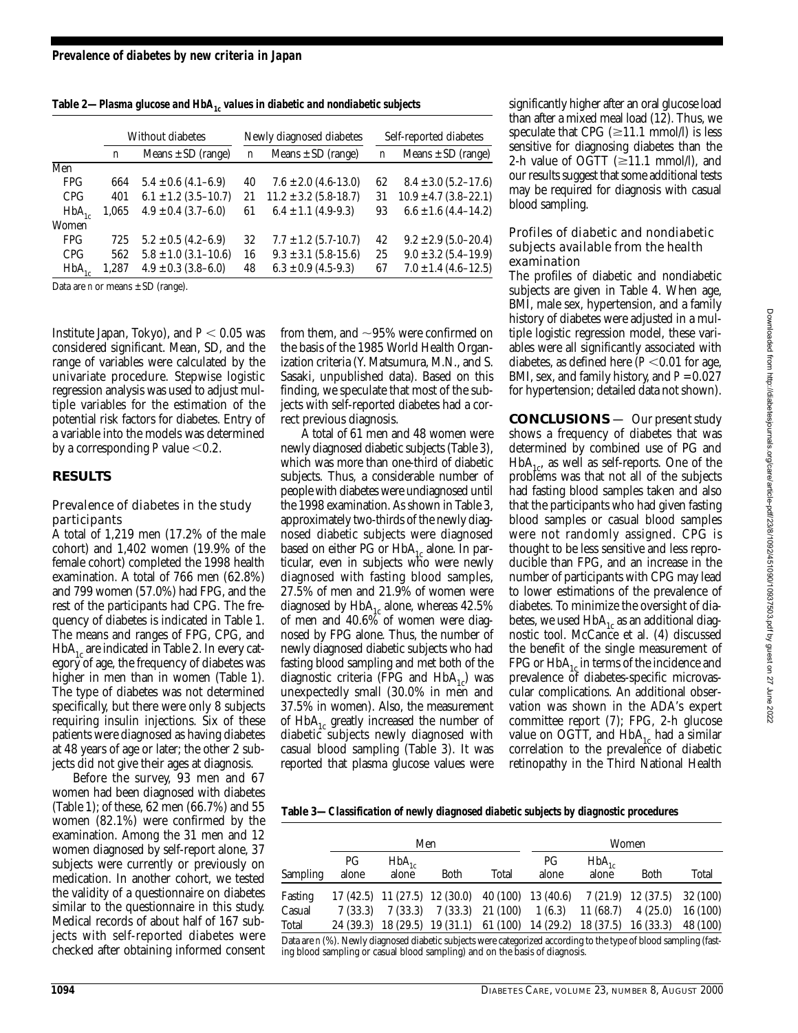**Table 2—Plasma glucose and $HbA_{1c}$ values in diabetic and nondiabetic subjects**

| | Without diabetes | | Newly diagnosed diabetes | | Self-reported diabetes | |
|---|---|---|---|---|---|---|
| | n | Means ± SD (range) | n | Means ± SD (range) | n | Means ± SD (range) |
| Men | | | | | | |
| FPG | 664 | 5.4 ± 0.6 (4.1–6.9) | 40 | 7.6 ± 2.0 (4.6-13.0) | 62 | 8.4 ± 3.0 (5.2–17.6) |
| CPG | 401 | 6.1 ± 1.2 (3.5–10.7) | 21 | 11.2 ± 3.2 (5.8-18.7) | 31 | 10.9 ± 4.7 (3.8–22.1) |
| $HbA_{1c}$ | 1,065 | 4.9 ± 0.4 (3.7–6.0) | 61 | 6.4 ± 1.1 (4.9-9.3) | 93 | 6.6 ± 1.6 (4.4–14.2) |
| Women | | | | | | |
| FPG | 725 | 5.2 ± 0.5 (4.2–6.9) | 32 | 7.7 ± 1.2 (5.7-10.7) | 42 | 9.2 ± 2.9 (5.0–20.4) |
| CPG | 562 | 5.8 ± 1.0 (3.1–10.6) | 16 | 9.3 ± 3.1 (5.8-15.6) | 25 | 9.0 ± 3.2 (5.4–19.9) |
| $HbA_{1c}$ | 1,287 | 4.9 ± 0.3 (3.8–6.0) | 48 | 6.3 ± 0.9 (4.5-9.3) | 67 | 7.0 ± 1.4 (4.6–12.5) |

Data are *n* or means ± SD (range).

Institute Japan, Tokyo), and $P < 0.05$ was considered significant. Mean, SD, and the range of variables were calculated by the univariate procedure. Stepwise logistic regression analysis was used to adjust multiple variables for the estimation of the potential risk factors for diabetes. Entry of a variable into the models was determined by a corresponding $P$ value $<0.2$.

## RESULTS

### Prevalence of diabetes in the study participants

A total of 1,219 men (17.2% of the male cohort) and 1,402 women (19.9% of the female cohort) completed the 1998 health examination. A total of 766 men (62.8%) and 799 women (57.0%) had FPG, and the rest of the participants had CPG. The frequency of diabetes is indicated in Table 1. The means and ranges of FPG, CPG, and $HbA_{1c}$ are indicated in Table 2. In every category of age, the frequency of diabetes was higher in men than in women (Table 1). The type of diabetes was not determined specifically, but there were only 8 subjects requiring insulin injections. Six of these patients were diagnosed as having diabetes at 48 years of age or later; the other 2 subjects did not give their ages at diagnosis.

Before the survey, 93 men and 67 women had been diagnosed with diabetes (Table 1); of these, 62 men (66.7%) and 55 women (82.1%) were confirmed by the examination. Among the 31 men and 12 women diagnosed by self-report alone, 37 subjects were currently or previously on medication. In another cohort, we tested the validity of a questionnaire on diabetes similar to the questionnaire in this study. Medical records of about half of 167 subjects with self-reported diabetes were checked after obtaining informed consent from them, and ~95% were confirmed on the basis of the 1985 World Health Organization criteria (Y. Matsumura, M.N., and S. Sasaki, unpublished data). Based on this finding, we speculate that most of the subjects with self-reported diabetes had a correct previous diagnosis.

A total of 61 men and 48 women were newly diagnosed diabetic subjects (Table 3), which was more than one-third of diabetic subjects. Thus, a considerable number of people with diabetes were undiagnosed until the 1998 examination. As shown in Table 3, approximately two-thirds of the newly diagnosed diabetic subjects were diagnosed based on either PG or $HbA_{1c}$ alone. In particular, even in subjects who were newly diagnosed with fasting blood samples, 27.5% of men and 21.9% of women were diagnosed by $HbA_{1c}$ alone, whereas 42.5% of men and 40.6% of women were diagnosed by FPG alone. Thus, the number of newly diagnosed diabetic subjects who had fasting blood sampling and met both of the diagnostic criteria (FPG and $HbA_{1c}$) was unexpectedly small (30.0% in men and 37.5% in women). Also, the measurement of $HbA_{1c}$ greatly increased the number of diabetic subjects newly diagnosed with casual blood sampling (Table 3). It was reported that plasma glucose values were significantly higher after an oral glucose load than after a mixed meal load (12). Thus, we speculate that CPG (≥11.1 mmol/l) is less sensitive for diagnosing diabetes than the 2-h value of OGTT (≥11.1 mmol/l), and our results suggest that some additional tests may be required for diagnosis with casual blood sampling.

### Profiles of diabetic and nondiabetic subjects available from the health examination

The profiles of diabetic and nondiabetic subjects are given in Table 4. When age, BMI, male sex, hypertension, and a family history of diabetes were adjusted in a multiple logistic regression model, these variables were all significantly associated with diabetes, as defined here ($P < 0.01$ for age, BMI, sex, and family history, and $P = 0.027$ for hypertension; detailed data not shown).

## CONCLUSIONS

Our present study shows a frequency of diabetes that was determined by combined use of PG and $HbA_{1c}$, as well as self-reports. One of the problems was that not all of the subjects had fasting blood samples taken and also that the participants who had given fasting blood samples or casual blood samples were not randomly assigned. CPG is thought to be less sensitive and less reproducible than FPG, and an increase in the number of participants with CPG may lead to lower estimations of the prevalence of diabetes. To minimize the oversight of diabetes, we used $HbA_{1c}$ as an additional diagnostic tool. McCance et al. (4) discussed the benefit of the single measurement of FPG or $HbA_{1c}$ in terms of the incidence and prevalence of diabetes-specific microvascular complications. An additional observation was shown in the ADA's expert committee report (7); FPG, 2-h glucose value on OGTT, and $HbA_{1c}$ had a similar correlation to the prevalence of diabetic retinopathy in the Third National Health

**Table 3—Classification of newly diagnosed diabetic subjects by diagnostic procedures**

| | Men | | | | Women | | | |
|---|---|---|---|---|---|---|---|---|
| Sampling | PG alone | $HbA_{1c}$ alone | Both | Total | PG alone | $HbA_{1c}$ alone | Both | Total |
| Fasting | 17 (42.5) | 11 (27.5) | 12 (30.0) | 40 (100) | 13 (40.6) | 7 (21.9) | 12 (37.5) | 32 (100) |
| Casual | 7 (33.3) | 7 (33.3) | 7 (33.3) | 21 (100) | 1 (6.3) | 11 (68.7) | 4 (25.0) | 16 (100) |
| Total | 24 (39.3) | 18 (29.5) | 19 (31.1) | 61 (100) | 14 (29.2) | 18 (37.5) | 16 (33.3) | 48 (100) |

Data are *n* (%). Newly diagnosed diabetic subjects were categorized according to the type of blood sampling (fasting blood sampling or casual blood sampling) and on the basis of diagnosis.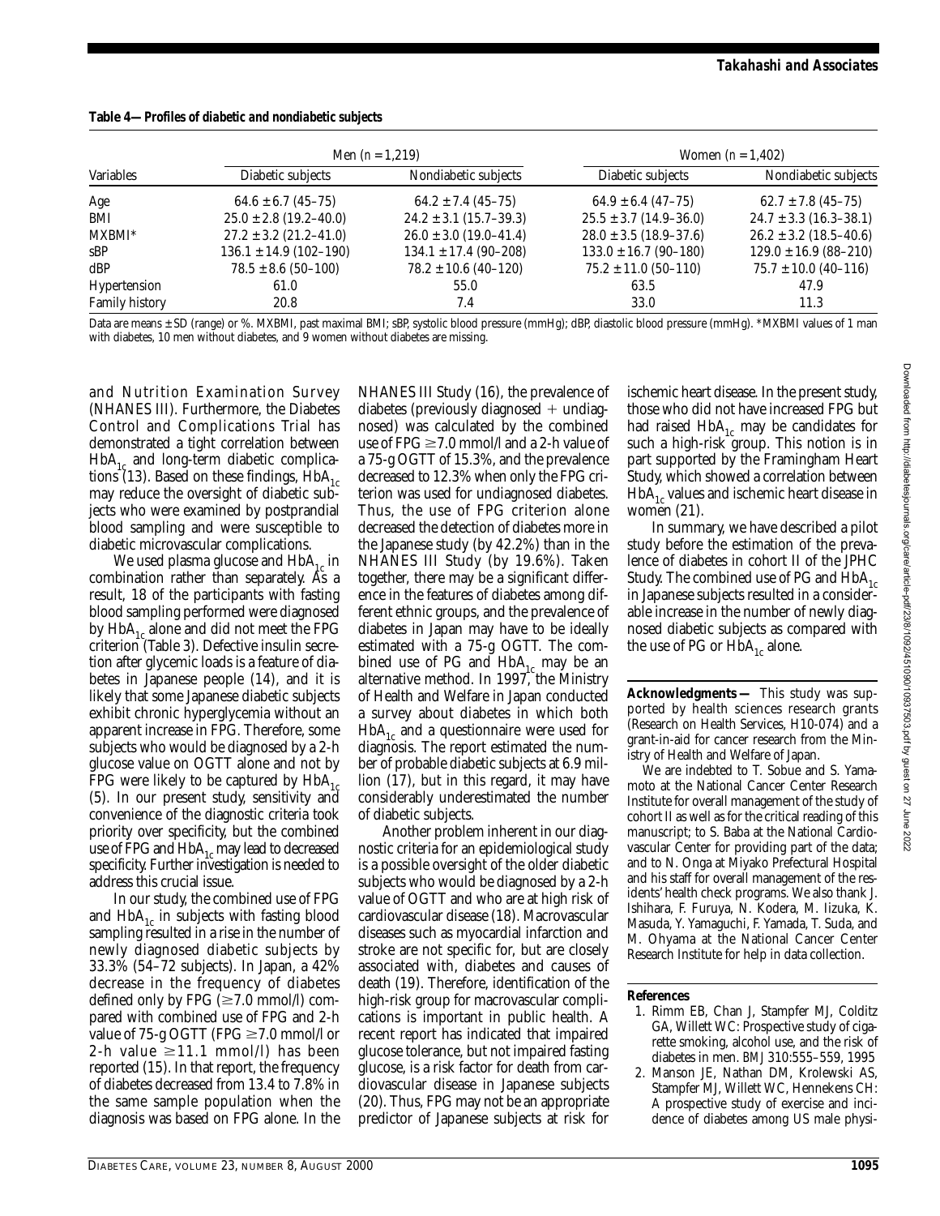**Table 4—Profiles of diabetic and nondiabetic subjects**

| Variables | Men ($n$ = 1,219) | | Women ($n$ = 1,402) | |
|---|---|---|---|---|
| | Diabetic subjects | Nondiabetic subjects | Diabetic subjects | Nondiabetic subjects |
| Age | 64.6 ± 6.7 (45–75) | 64.2 ± 7.4 (45–75) | 64.9 ± 6.4 (47–75) | 62.7 ± 7.8 (45–75) |
| BMI | 25.0 ± 2.8 (19.2–40.0) | 24.2 ± 3.1 (15.7–39.3) | 25.5 ± 3.7 (14.9–36.0) | 24.7 ± 3.3 (16.3–38.1) |
| MXBMI* | 27.2 ± 3.2 (21.2–41.0) | 26.0 ± 3.0 (19.0–41.4) | 28.0 ± 3.5 (18.9–37.6) | 26.2 ± 3.2 (18.5–40.6) |
| sBP | 136.1 ± 14.9 (102–190) | 134.1 ± 17.4 (90–208) | 133.0 ± 16.7 (90–180) | 129.0 ± 16.9 (88–210) |
| dBP | 78.5 ± 8.6 (50–100) | 78.2 ± 10.6 (40–120) | 75.2 ± 11.0 (50–110) | 75.7 ± 10.0 (40–116) |
| Hypertension | 61.0 | 55.0 | 63.5 | 47.9 |
| Family history | 20.8 | 7.4 | 33.0 | 11.3 |

Data are means ± SD (range) or %. MXBMI, past maximal BMI; sBP, systolic blood pressure (mmHg); dBP, diastolic blood pressure (mmHg). *MXBMI values of 1 man with diabetes, 10 men without diabetes, and 9 women without diabetes are missing.

and Nutrition Examination Survey (NHANES III). Furthermore, the Diabetes Control and Complications Trial has demonstrated a tight correlation between $HbA_{1c}$ and long-term diabetic complications (13). Based on these findings, $HbA_{1c}$ may reduce the oversight of diabetic subjects who were examined by postprandial blood sampling and were susceptible to diabetic microvascular complications.

We used plasma glucose and $HbA_{1c}$ in combination rather than separately. As a result, 18 of the participants with fasting blood sampling performed were diagnosed by $HbA_{1c}$ alone and did not meet the FPG criterion (Table 3). Defective insulin secretion after glycemic loads is a feature of diabetes in Japanese people (14), and it is likely that some Japanese diabetic subjects exhibit chronic hyperglycemia without an apparent increase in FPG. Therefore, some subjects who would be diagnosed by a 2-h glucose value on OGTT alone and not by FPG were likely to be captured by $HbA_{1c}$ (5). In our present study, sensitivity and convenience of the diagnostic criteria took priority over specificity, but the combined use of FPG and $HbA_{1c}$ may lead to decreased specificity. Further investigation is needed to address this crucial issue.

In our study, the combined use of FPG and $HbA_{1c}$ in subjects with fasting blood sampling resulted in a rise in the number of newly diagnosed diabetic subjects by 33.3% (54–72 subjects). In Japan, a 42% decrease in the frequency of diabetes defined only by FPG (≥7.0 mmol/l) compared with combined use of FPG and 2-h value of 75-g OGTT (FPG ≥7.0 mmol/l or 2-h value ≥11.1 mmol/l) has been reported (15). In that report, the frequency of diabetes decreased from 13.4 to 7.8% in the same sample population when the diagnosis was based on FPG alone. In the NHANES III Study (16), the prevalence of diabetes (previously diagnosed + undiagnosed) was calculated by the combined use of FPG ≥7.0 mmol/l and a 2-h value of a 75-g OGTT of 15.3%, and the prevalence decreased to 12.3% when only the FPG criterion was used for undiagnosed diabetes. Thus, the use of FPG criterion alone decreased the detection of diabetes more in the Japanese study (by 42.2%) than in the NHANES III Study (by 19.6%). Taken together, there may be a significant difference in the features of diabetes among different ethnic groups, and the prevalence of diabetes in Japan may have to be ideally estimated with a 75-g OGTT. The combined use of PG and $HbA_{1c}$ may be an alternative method. In 1997, the Ministry of Health and Welfare in Japan conducted a survey about diabetes in which both $HbA_{1c}$ and a questionnaire were used for diagnosis. The report estimated the number of probable diabetic subjects at 6.9 million (17), but in this regard, it may have considerably underestimated the number of diabetic subjects.

Another problem inherent in our diagnostic criteria for an epidemiological study is a possible oversight of the older diabetic subjects who would be diagnosed by a 2-h value of OGTT and who are at high risk of cardiovascular disease (18). Macrovascular diseases such as myocardial infarction and stroke are not specific for, but are closely associated with, diabetes and causes of death (19). Therefore, identification of the high-risk group for macrovascular complications is important in public health. A recent report has indicated that impaired glucose tolerance, but not impaired fasting glucose, is a risk factor for death from cardiovascular disease in Japanese subjects (20). Thus, FPG may not be an appropriate predictor of Japanese subjects at risk for ischemic heart disease. In the present study, those who did not have increased FPG but had raised $HbA_{1c}$ may be candidates for such a high-risk group. This notion is in part supported by the Framingham Heart Study, which showed a correlation between $HbA_{1c}$ values and ischemic heart disease in women (21).

In summary, we have described a pilot study before the estimation of the prevalence of diabetes in cohort II of the JPHC Study. The combined use of PG and $HbA_{1c}$ in Japanese subjects resulted in a considerable increase in the number of newly diagnosed diabetic subjects as compared with the use of PG or $HbA_{1c}$ alone.

**Acknowledgments —** This study was supported by health sciences research grants (Research on Health Services, H10-074) and a grant-in-aid for cancer research from the Ministry of Health and Welfare of Japan.

We are indebted to T. Sobue and S. Yamamoto at the National Cancer Center Research Institute for overall management of the study of cohort II as well as for the critical reading of this manuscript; to S. Baba at the National Cardiovascular Center for providing part of the data; and to N. Onga at Miyako Prefectural Hospital and his staff for overall management of the residents' health check programs. We also thank J. Ishihara, F. Furuya, N. Kodera, M. Iizuka, K. Masuda, Y. Yamaguchi, F. Yamada, T. Suda, and M. Ohyama at the National Cancer Center Research Institute for help in data collection.

## References

1. Rimm EB, Chan J, Stampfer MJ, Colditz GA, Willett WC: Prospective study of cigarette smoking, alcohol use, and the risk of diabetes in men. *BMJ* 310:555–559, 1995
2. Manson JE, Nathan DM, Krolewski AS, Stampfer MJ, Willett WC, Hennekens CH: A prospective study of exercise and incidence of diabetes among US male physi-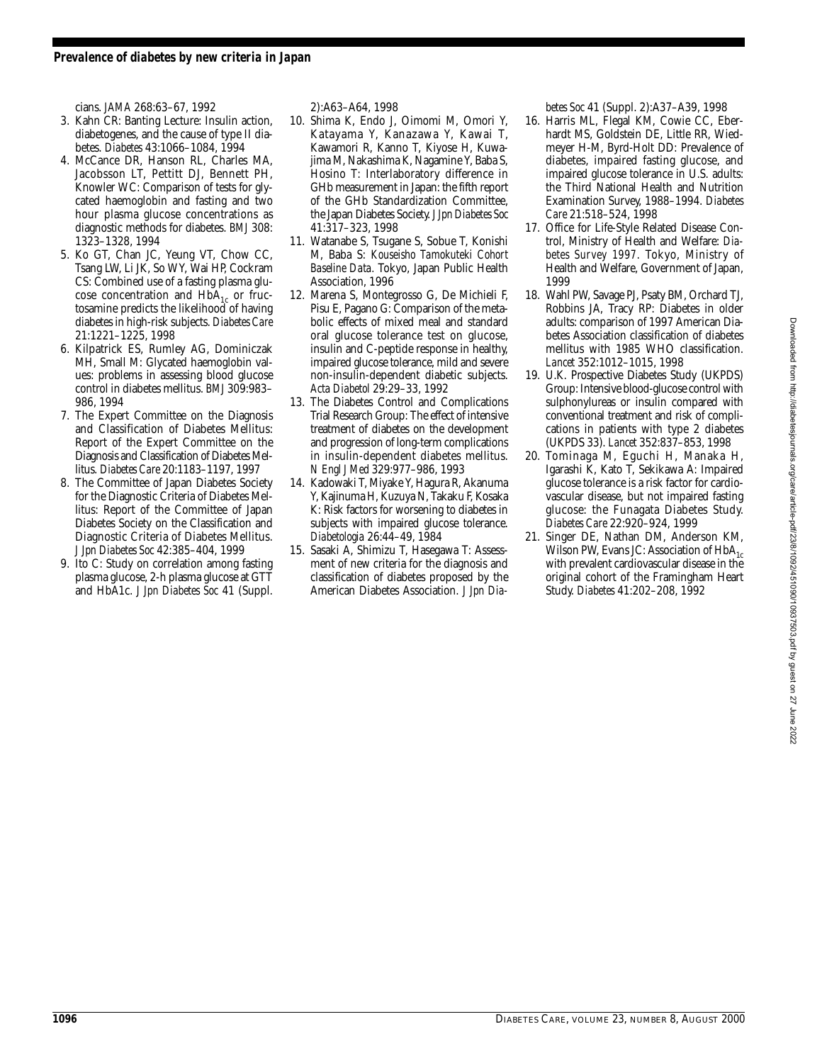cians. *JAMA* 268:63–67, 1992

3. Kahn CR: Banting Lecture: Insulin action, diabetogenes, and the cause of type II diabetes. *Diabetes* 43:1066–1084, 1994
4. McCance DR, Hanson RL, Charles MA, Jacobsson LT, Pettitt DJ, Bennett PH, Knowler WC: Comparison of tests for glycated haemoglobin and fasting and two hour plasma glucose concentrations as diagnostic methods for diabetes. *BMJ* 308: 1323–1328, 1994
5. Ko GT, Chan JC, Yeung VT, Chow CC, Tsang LW, Li JK, So WY, Wai HP, Cockram CS: Combined use of a fasting plasma glucose concentration and $HbA_{1c}$ or fructosamine predicts the likelihood of having diabetes in high-risk subjects. *Diabetes Care* 21:1221–1225, 1998
6. Kilpatrick ES, Rumley AG, Dominiczak MH, Small M: Glycated haemoglobin values: problems in assessing blood glucose control in diabetes mellitus. *BMJ* 309:983–986, 1994
7. The Expert Committee on the Diagnosis and Classification of Diabetes Mellitus: Report of the Expert Committee on the Diagnosis and Classification of Diabetes Mellitus. *Diabetes Care* 20:1183–1197, 1997
8. The Committee of Japan Diabetes Society for the Diagnostic Criteria of Diabetes Mellitus: Report of the Committee of Japan Diabetes Society on the Classification and Diagnostic Criteria of Diabetes Mellitus. *J Jpn Diabetes Soc* 42:385–404, 1999
9. Ito C: Study on correlation among fasting plasma glucose, 2-h plasma glucose at GTT and HbA1c. *J Jpn Diabetes Soc* 41 (Suppl. 2):A63–A64, 1998
10. Shima K, Endo J, Oimomi M, Omori Y, Katayama Y, Kanazawa Y, Kawai T, Kawamori R, Kanno T, Kiyose H, Kuwajima M, Nakashima K, Nagamine Y, Baba S, Hosino T: Interlaboratory difference in GHb measurement in Japan: the fifth report of the GHb Standardization Committee, the Japan Diabetes Society. *J Jpn Diabetes Soc* 41:317–323, 1998
11. Watanabe S, Tsugane S, Sobue T, Konishi M, Baba S: *Kouseisho Tamokuteki Cohort Baseline Data*. Tokyo, Japan Public Health Association, 1996
12. Marena S, Montegrosso G, De Michieli F, Pisu E, Pagano G: Comparison of the metabolic effects of mixed meal and standard oral glucose tolerance test on glucose, insulin and C-peptide response in healthy, impaired glucose tolerance, mild and severe non-insulin-dependent diabetic subjects. *Acta Diabetol* 29:29–33, 1992
13. The Diabetes Control and Complications Trial Research Group: The effect of intensive treatment of diabetes on the development and progression of long-term complications in insulin-dependent diabetes mellitus. *N Engl J Med* 329:977–986, 1993
14. Kadowaki T, Miyake Y, Hagura R, Akanuma Y, Kajinuma H, Kuzuya N, Takaku F, Kosaka K: Risk factors for worsening to diabetes in subjects with impaired glucose tolerance. *Diabetologia* 26:44–49, 1984
15. Sasaki A, Shimizu T, Hasegawa T: Assessment of new criteria for the diagnosis and classification of diabetes proposed by the American Diabetes Association. *J Jpn Diabetes Soc* 41 (Suppl. 2):A37–A39, 1998
16. Harris ML, Flegal KM, Cowie CC, Eberhardt MS, Goldstein DE, Little RR, Wiedmeyer H-M, Byrd-Holt DD: Prevalence of diabetes, impaired fasting glucose, and impaired glucose tolerance in U.S. adults: the Third National Health and Nutrition Examination Survey, 1988–1994. *Diabetes Care* 21:518–524, 1998
17. Office for Life-Style Related Disease Control, Ministry of Health and Welfare: *Diabetes Survey 1997*. Tokyo, Ministry of Health and Welfare, Government of Japan, 1999
18. Wahl PW, Savage PJ, Psaty BM, Orchard TJ, Robbins JA, Tracy RP: Diabetes in older adults: comparison of 1997 American Diabetes Association classification of diabetes mellitus with 1985 WHO classification. *Lancet* 352:1012–1015, 1998
19. U.K. Prospective Diabetes Study (UKPDS) Group: Intensive blood-glucose control with sulphonylureas or insulin compared with conventional treatment and risk of complications in patients with type 2 diabetes (UKPDS 33). *Lancet* 352:837–853, 1998
20. Tominaga M, Eguchi H, Manaka H, Igarashi K, Kato T, Sekikawa A: Impaired glucose tolerance is a risk factor for cardiovascular disease, but not impaired fasting glucose: the Funagata Diabetes Study. *Diabetes Care* 22:920–924, 1999
21. Singer DE, Nathan DM, Anderson KM, Wilson PW, Evans JC: Association of $HbA_{1c}$ with prevalent cardiovascular disease in the original cohort of the Framingham Heart Study. *Diabetes* 41:202–208, 1992